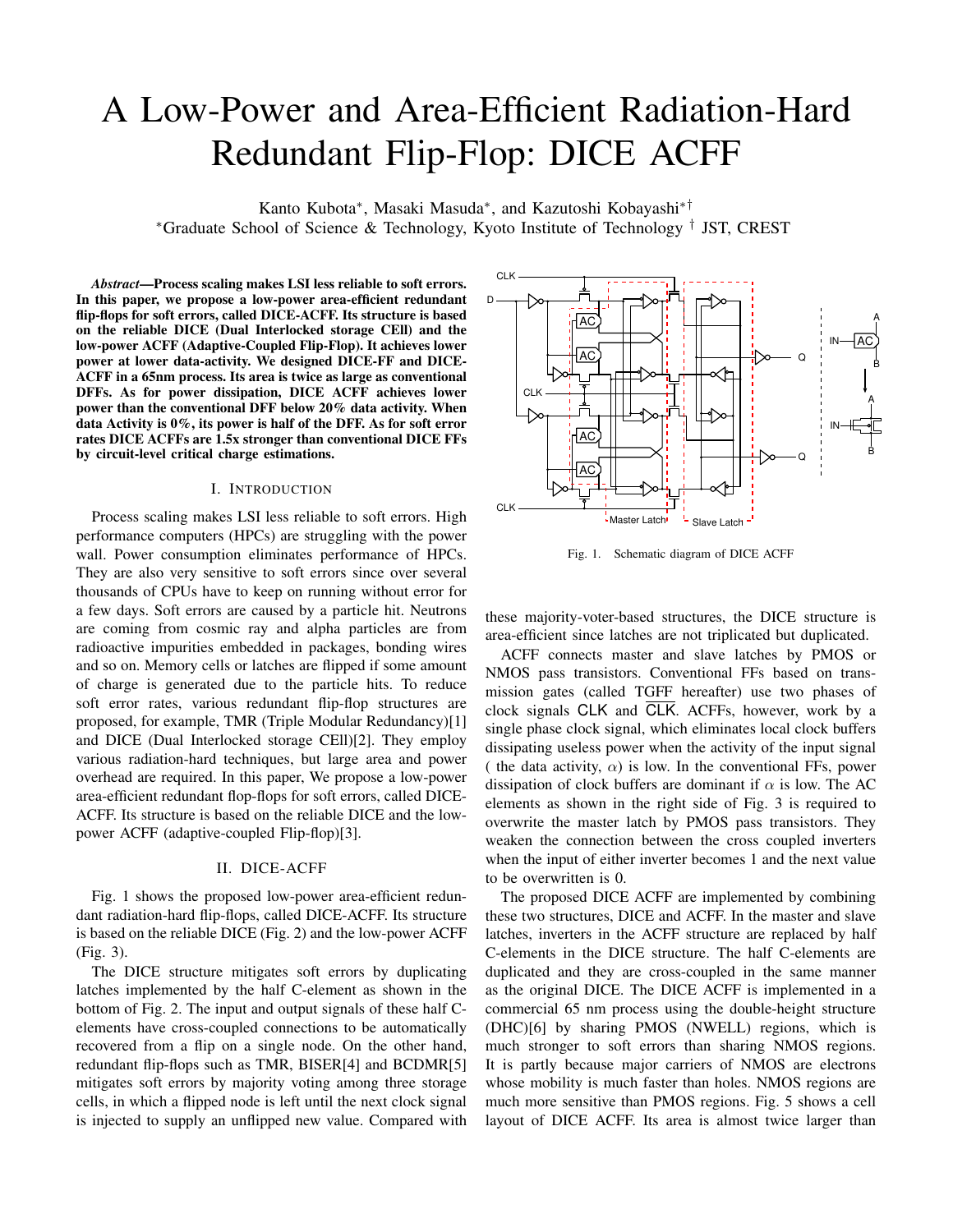# A Low-Power and Area-Efficient Radiation-Hard Redundant Flip-Flop: DICE ACFF

Kanto Kubota*, Masaki Masuda*, and Kazutoshi Kobayashi*†

*Graduate School of Science & Technology, Kyoto Institute of Technology † JST, CREST

***Abstract*—Process scaling makes LSI less reliable to soft errors. In this paper, we propose a low-power area-efficient redundant flip-flops for soft errors, called DICE-ACFF. Its structure is based on the reliable DICE (Dual Interlocked storage CEll) and the low-power ACFF (Adaptive-Coupled Flip-Flop). It achieves lower power at lower data-activity. We designed DICE-FF and DICE-ACFF in a 65nm process. Its area is twice as large as conventional DFFs. As for power dissipation, DICE ACFF achieves lower power than the conventional DFF below 20% data activity. When data Activity is 0%, its power is half of the DFF. As for soft error rates DICE ACFFs are 1.5x stronger than conventional DICE FFs by circuit-level critical charge estimations.**

## I. Introduction

Process scaling makes LSI less reliable to soft errors. High performance computers (HPCs) are struggling with the power wall. Power consumption eliminates performance of HPCs. They are also very sensitive to soft errors since over several thousands of CPUs have to keep on running without error for a few days. Soft errors are caused by a particle hit. Neutrons are coming from cosmic ray and alpha particles are from radioactive impurities embedded in packages, bonding wires and so on. Memory cells or latches are flipped if some amount of charge is generated due to the particle hits. To reduce soft error rates, various redundant flip-flop structures are proposed, for example, TMR (Triple Modular Redundancy)[1] and DICE (Dual Interlocked storage CEll)[2]. They employ various radiation-hard techniques, but large area and power overhead are required. In this paper, We propose a low-power area-efficient redundant flop-flops for soft errors, called DICE-ACFF. Its structure is based on the reliable DICE and the low-power ACFF (adaptive-coupled Flip-flop)[3].

## II. DICE-ACFF

Fig. 1 shows the proposed low-power area-efficient redundant radiation-hard flip-flops, called DICE-ACFF. Its structure is based on the reliable DICE (Fig. 2) and the low-power ACFF (Fig. 3).

The DICE structure mitigates soft errors by duplicating latches implemented by the half C-element as shown in the bottom of Fig. 2. The input and output signals of these half C-elements have cross-coupled connections to be automatically recovered from a flip on a single node. On the other hand, redundant flip-flops such as TMR, BISER[4] and BCDMR[5] mitigates soft errors by majority voting among three storage cells, in which a flipped node is left until the next clock signal is injected to supply an unflipped new value. Compared with these majority-voter-based structures, the DICE structure is area-efficient since latches are not triplicated but duplicated.

Fig. 1. Schematic diagram of DICE ACFF

ACFF connects master and slave latches by PMOS or NMOS pass transistors. Conventional FFs based on transmission gates (called TGFF hereafter) use two phases of clock signals CLK and $\overline{\text{CLK}}$. ACFFs, however, work by a single phase clock signal, which eliminates local clock buffers dissipating useless power when the activity of the input signal ( the data activity, $\alpha$) is low. In the conventional FFs, power dissipation of clock buffers are dominant if $\alpha$ is low. The AC elements as shown in the right side of Fig. 3 is required to overwrite the master latch by PMOS pass transistors. They weaken the connection between the cross coupled inverters when the input of either inverter becomes 1 and the next value to be overwritten is 0.

The proposed DICE ACFF are implemented by combining these two structures, DICE and ACFF. In the master and slave latches, inverters in the ACFF structure are replaced by half C-elements in the DICE structure. The half C-elements are duplicated and they are cross-coupled in the same manner as the original DICE. The DICE ACFF is implemented in a commercial 65 nm process using the double-height structure (DHC)[6] by sharing PMOS (NWELL) regions, which is much stronger to soft errors than sharing NMOS regions. It is partly because major carriers of NMOS are electrons whose mobility is much faster than holes. NMOS regions are much more sensitive than PMOS regions. Fig. 5 shows a cell layout of DICE ACFF. Its area is almost twice larger than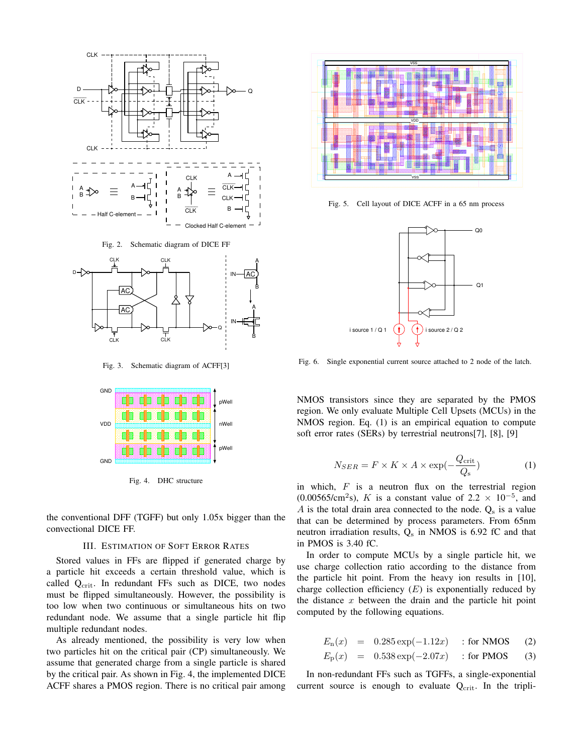Fig. 2. Schematic diagram of DICE FF

Fig. 3. Schematic diagram of ACFF[3]

Fig. 4. DHC structure

the conventional DFF (TGFF) but only 1.05x bigger than the convectional DICE FF.

### III. Estimation of Soft Error Rates

Stored values in FFs are flipped if generated charge by a particle hit exceeds a certain threshold value, which is called $Q_{crit}$. In redundant FFs such as DICE, two nodes must be flipped simultaneously. However, the possibility is too low when two continuous or simultaneous hits on two redundant node. We assume that a single particle hit flip multiple redundant nodes.

As already mentioned, the possibility is very low when two particles hit on the critical pair (CP) simultaneously. We assume that generated charge from a single particle is shared by the critical pair. As shown in Fig. 4, the implemented DICE ACFF shares a PMOS region. There is no critical pair among NMOS transistors since they are separated by the PMOS region. We only evaluate Multiple Cell Upsets (MCUs) in the NMOS region. Eq. (1) is an empirical equation to compute soft error rates (SERs) by terrestrial neutrons[7], [8], [9]

$$N_{SER} = F \times K \times A \times \exp\left(-\frac{Q_{crit}}{Q_s}\right) \quad (1)$$

in which, $F$ is a neutron flux on the terrestrial region (0.00565/cm$^2$s), $K$ is a constant value of $2.2 \times 10^{-5}$, and $A$ is the total drain area connected to the node. $Q_s$ is a value that can be determined by process parameters. From 65nm neutron irradiation results, $Q_s$ in NMOS is 6.92 fC and that in PMOS is 3.40 fC.

In order to compute MCUs by a single particle hit, we use charge collection ratio according to the distance from the particle hit point. From the heavy ion results in [10], charge collection efficiency ($E$) is exponentially reduced by the distance $x$ between the drain and the particle hit point computed by the following equations.

$$E_n(x) = 0.285\exp(-1.12x) \quad : \text{for NMOS} \quad (2)$$

$$E_p(x) = 0.538\exp(-2.07x) \quad : \text{for PMOS} \quad (3)$$

In non-redundant FFs such as TGFFs, a single-exponential current source is enough to evaluate $Q_{crit}$. In the tripli-

Fig. 5. Cell layout of DICE ACFF in a 65 nm process

Fig. 6. Single exponential current source attached to 2 node of the latch.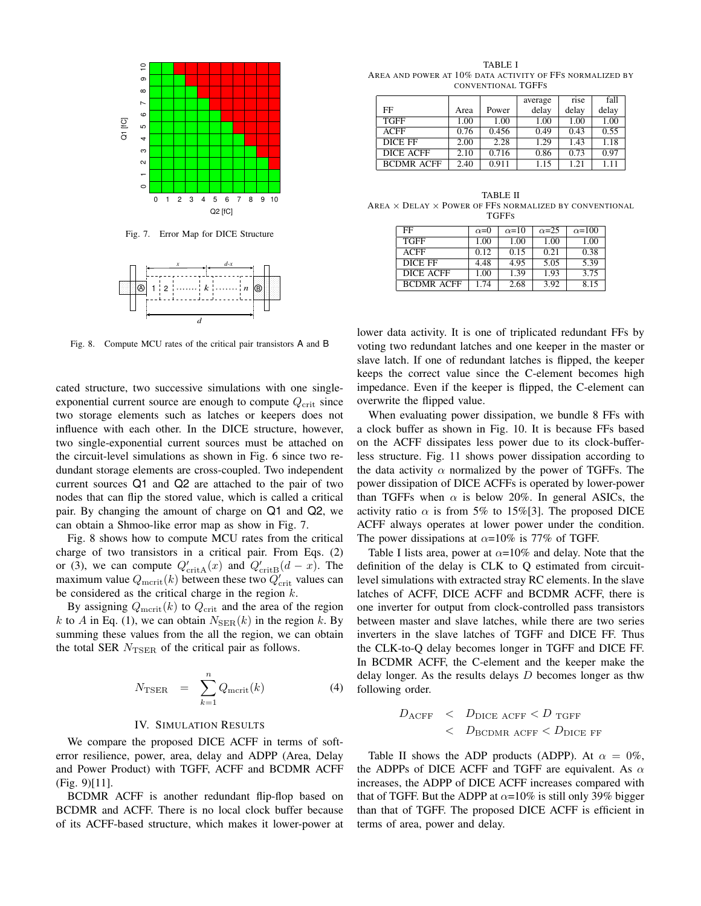Fig. 7. Error Map for DICE Structure

Fig. 8. Compute MCU rates of the critical pair transistors A and B

cated structure, two successive simulations with one single-exponential current source are enough to compute $Q_{\mathrm{crit}}$ since two storage elements such as latches or keepers does not influence with each other. In the DICE structure, however, two single-exponential current sources must be attached on the circuit-level simulations as shown in Fig. 6 since two redundant storage elements are cross-coupled. Two independent current sources Q1 and Q2 are attached to the pair of two nodes that can flip the stored value, which is called a critical pair. By changing the amount of charge on Q1 and Q2, we can obtain a Shmoo-like error map as show in Fig. 7.

Fig. 8 shows how to compute MCU rates from the critical charge of two transistors in a critical pair. From Eqs. (2) or (3), we can compute $Q'_{\mathrm{critA}}(x)$ and $Q'_{\mathrm{critB}}(d-x)$. The maximum value $Q_{\mathrm{mcrit}}(k)$ between these two $Q'_{\mathrm{crit}}$ values can be considered as the critical charge in the region $k$.

By assigning $Q_{\mathrm{mcrit}}(k)$ to $Q_{\mathrm{crit}}$ and the area of the region $k$ to $A$ in Eq. (1), we can obtain $N_{\mathrm{SER}}(k)$ in the region $k$. By summing these values from the all the region, we can obtain the total SER $N_{\mathrm{TSER}}$ of the critical pair as follows.

$$N_{\mathrm{TSER}} = \sum_{k=1}^{n} Q_{\mathrm{mcrit}}(k) \quad (4)$$

## IV. Simulation Results

We compare the proposed DICE ACFF in terms of soft-error resilience, power, area, delay and ADPP (Area, Delay and Power Product) with TGFF, ACFF and BCDMR ACFF (Fig. 9)[11].

BCDMR ACFF is another redundant flip-flop based on BCDMR and ACFF. There is no local clock buffer because of its ACFF-based structure, which makes it lower-power at lower data activity. It is one of triplicated redundant FFs by voting two redundant latches and one keeper in the master or slave latch. If one of redundant latches is flipped, the keeper keeps the correct value since the C-element becomes high impedance. Even if the keeper is flipped, the C-element can overwrite the flipped value.

When evaluating power dissipation, we bundle 8 FFs with a clock buffer as shown in Fig. 10. It is because FFs based on the ACFF dissipates less power due to its clock-buffer-less structure. Fig. 11 shows power dissipation according to the data activity $\alpha$ normalized by the power of TGFFs. The power dissipation of DICE ACFFs is operated by lower-power than TGFFs when $\alpha$ is below 20%. In general ASICs, the activity ratio $\alpha$ is from 5% to 15%[3]. The proposed DICE ACFF always operates at lower power under the condition. The power dissipations at $\alpha$=10% is 77% of TGFF.

TABLE I
Area and power at 10% data activity of FFs normalized by conventional TGFFs

| FF | Area | Power | average delay | rise delay | fall delay |
|---|---|---|---|---|---|
| TGFF | 1.00 | 1.00 | 1.00 | 1.00 | 1.00 |
| ACFF | 0.76 | 0.456 | 0.49 | 0.43 | 0.55 |
| DICE FF | 2.00 | 2.28 | 1.29 | 1.43 | 1.18 |
| DICE ACFF | 2.10 | 0.716 | 0.86 | 0.73 | 0.97 |
| BCDMR ACFF | 2.40 | 0.911 | 1.15 | 1.21 | 1.11 |

TABLE II
Area × Delay × Power of FFs normalized by conventional TGFFs

| FF | $\alpha$=0 | $\alpha$=10 | $\alpha$=25 | $\alpha$=100 |
|---|---|---|---|---|
| TGFF | 1.00 | 1.00 | 1.00 | 1.00 |
| ACFF | 0.12 | 0.15 | 0.21 | 0.38 |
| DICE FF | 4.48 | 4.95 | 5.05 | 5.39 |
| DICE ACFF | 1.00 | 1.39 | 1.93 | 3.75 |
| BCDMR ACFF | 1.74 | 2.68 | 3.92 | 8.15 |

Table I lists area, power at $\alpha$=10% and delay. Note that the definition of the delay is CLK to Q estimated from circuit-level simulations with extracted stray RC elements. In the slave latches of ACFF, DICE ACFF and BCDMR ACFF, there is one inverter for output from clock-controlled pass transistors between master and slave latches, while there are two series inverters in the slave latches of TGFF and DICE FF. Thus the CLK-to-Q delay becomes longer in TGFF and DICE FF. In BCDMR ACFF, the C-element and the keeper make the delay longer. As the results delays $D$ becomes longer as thw following order.

$$\begin{aligned} D_{\mathrm{ACFF}} &< D_{\mathrm{DICE\ ACFF}} < D_{\mathrm{\ TGFF}} \\ &< D_{\mathrm{BCDMR\ ACFF}} < D_{\mathrm{DICE\ FF}} \end{aligned}$$

Table II shows the ADP products (ADPP). At $\alpha = 0\%$, the ADPPs of DICE ACFF and TGFF are equivalent. As $\alpha$ increases, the ADPP of DICE ACFF increases compared with that of TGFF. But the ADPP at $\alpha$=10% is still only 39% bigger than that of TGFF. The proposed DICE ACFF is efficient in terms of area, power and delay.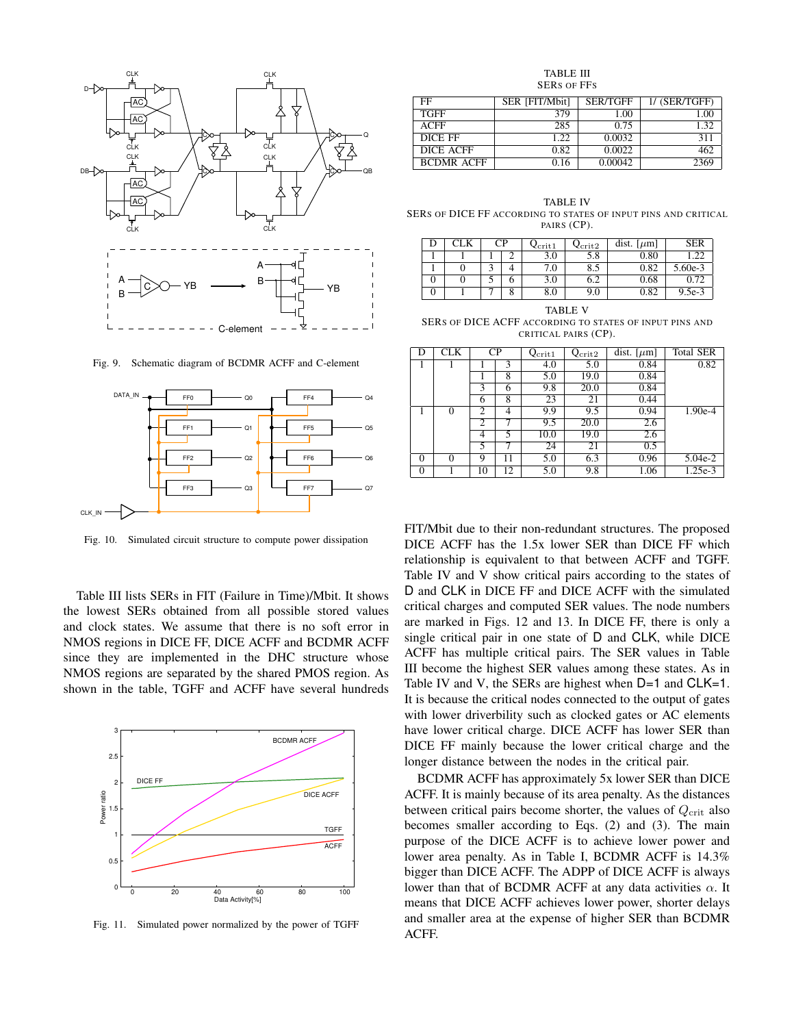Fig. 9. Schematic diagram of BCDMR ACFF and C-element

Fig. 10. Simulated circuit structure to compute power dissipation

Table III lists SERs in FIT (Failure in Time)/Mbit. It shows the lowest SERs obtained from all possible stored values and clock states. We assume that there is no soft error in NMOS regions in DICE FF, DICE ACFF and BCDMR ACFF since they are implemented in the DHC structure whose NMOS regions are separated by the shared PMOS region. As shown in the table, TGFF and ACFF have several hundreds FIT/Mbit due to their non-redundant structures. The proposed DICE ACFF has the 1.5x lower SER than DICE FF which relationship is equivalent to that between ACFF and TGFF. Table IV and V show critical pairs according to the states of D and CLK in DICE FF and DICE ACFF with the simulated critical charges and computed SER values. The node numbers are marked in Figs. 12 and 13. In DICE FF, there is only a single critical pair in one state of D and CLK, while DICE ACFF has multiple critical pairs. The SER values in Table III become the highest SER values among these states. As in Table IV and V, the SERs are highest when D=1 and CLK=1. It is because the critical nodes connected to the output of gates with lower driverbility such as clocked gates or AC elements have lower critical charge. DICE ACFF has lower SER than DICE FF mainly because the lower critical charge and the longer distance between the nodes in the critical pair.

Fig. 11. Simulated power normalized by the power of TGFF

TABLE III
SERs OF FFs

| FF | SER [FIT/Mbit] | SER/TGFF | 1/ (SER/TGFF) |
|---|---|---|---|
| TGFF | 379 | 1.00 | 1.00 |
| ACFF | 285 | 0.75 | 1.32 |
| DICE FF | 1.22 | 0.0032 | 311 |
| DICE ACFF | 0.82 | 0.0022 | 462 |
| BCDMR ACFF | 0.16 | 0.00042 | 2369 |

TABLE IV
SERs OF DICE FF ACCORDING TO STATES OF INPUT PINS AND CRITICAL PAIRS (CP).

| D | CLK | CP | | $Q_{crit1}$ | $Q_{crit2}$ | dist. [$\mu$m] | SER |
|---|---|---|---|---|---|---|---|
| 1 | 1 | 1 | 2 | 3.0 | 5.8 | 0.80 | 1.22 |
| 1 | 0 | 3 | 4 | 7.0 | 8.5 | 0.82 | 5.60e-3 |
| 0 | 0 | 5 | 6 | 3.0 | 6.2 | 0.68 | 0.72 |
| 0 | 1 | 7 | 8 | 8.0 | 9.0 | 0.82 | 9.5e-3 |

TABLE V
SERs OF DICE ACFF ACCORDING TO STATES OF INPUT PINS AND CRITICAL PAIRS (CP).

| D | CLK | CP | | $Q_{crit1}$ | $Q_{crit2}$ | dist. [$\mu$m] | Total SER |
|---|---|---|---|---|---|---|---|
| 1 | 1 | 1 | 3 | 4.0 | 5.0 | 0.84 | 0.82 |
| | | 1 | 8 | 5.0 | 19.0 | 0.84 | |
| | | 3 | 6 | 9.8 | 20.0 | 0.84 | |
| | | 6 | 8 | 23 | 21 | 0.44 | |
| 1 | 0 | 2 | 4 | 9.9 | 9.5 | 0.94 | 1.90e-4 |
| | | 2 | 7 | 9.5 | 20.0 | 2.6 | |
| | | 4 | 5 | 10.0 | 19.0 | 2.6 | |
| | | 5 | 7 | 24 | 21 | 0.5 | |
| 0 | 0 | 9 | 11 | 5.0 | 6.3 | 0.96 | 5.04e-2 |
| 0 | 1 | 10 | 12 | 5.0 | 9.8 | 1.06 | 1.25e-3 |

BCDMR ACFF has approximately 5x lower SER than DICE ACFF. It is mainly because of its area penalty. As the distances between critical pairs become shorter, the values of $Q_{\text{crit}}$ also becomes smaller according to Eqs. (2) and (3). The main purpose of the DICE ACFF is to achieve lower power and lower area penalty. As in Table I, BCDMR ACFF is 14.3% bigger than DICE ACFF. The ADPP of DICE ACFF is always lower than that of BCDMR ACFF at any data activities $\alpha$. It means that DICE ACFF achieves lower power, shorter delays and smaller area at the expense of higher SER than BCDMR ACFF.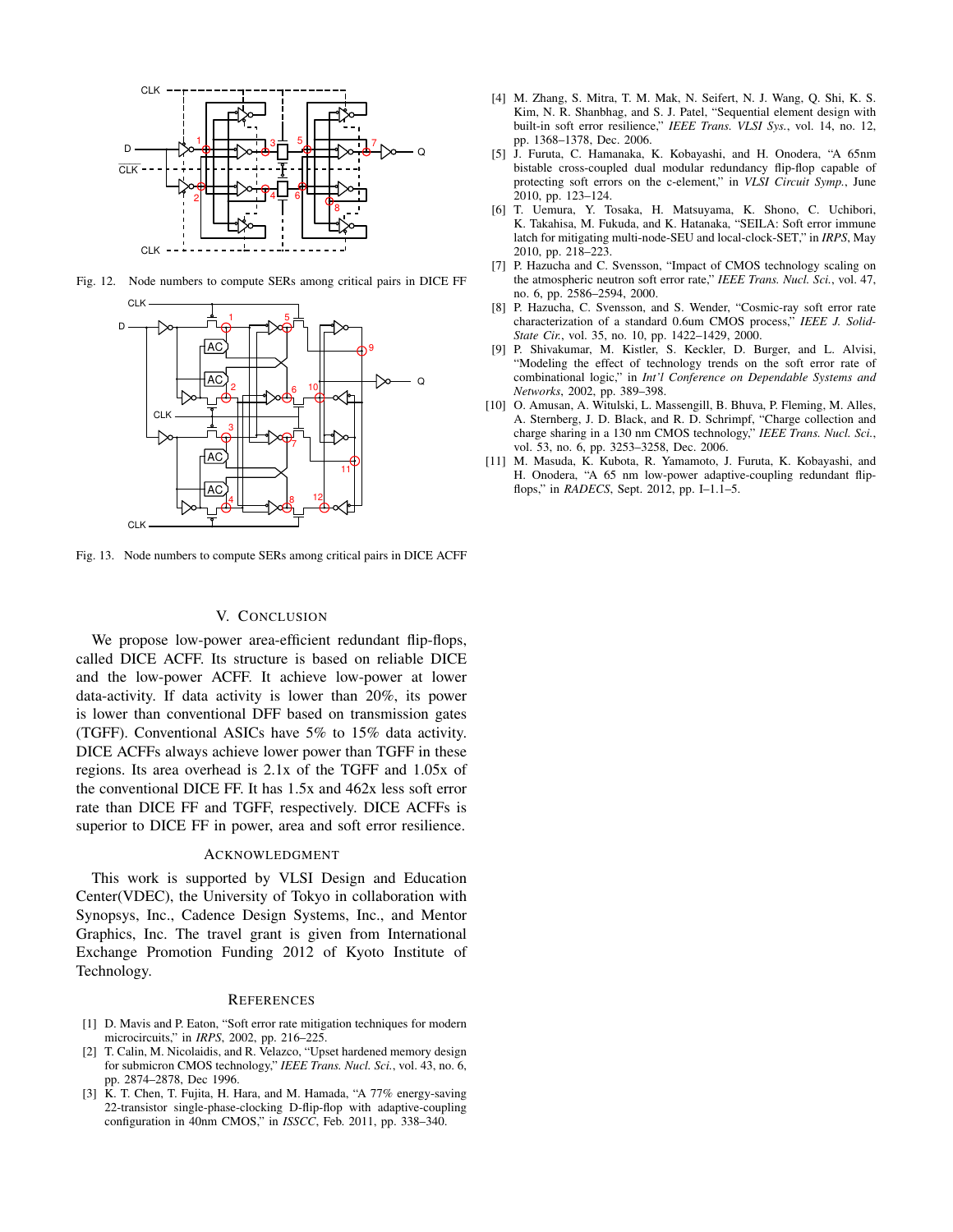CLK

D

CLK

CLK

Q

1

2

3

4

5

6

7

8

Fig. 12. Node numbers to compute SERs among critical pairs in DICE FF

CLK

D

CLK

CLK

Q

AC

AC

AC

AC

1

2

3

4

5

6

7

8

9

10

11

12

Fig. 13. Node numbers to compute SERs among critical pairs in DICE ACFF

## V. Conclusion

We propose low-power area-efficient redundant flip-flops, called DICE ACFF. Its structure is based on reliable DICE and the low-power ACFF. It achieve low-power at lower data-activity. If data activity is lower than 20%, its power is lower than conventional DFF based on transmission gates (TGFF). Conventional ASICs have 5% to 15% data activity. DICE ACFFs always achieve lower power than TGFF in these regions. Its area overhead is 2.1x of the TGFF and 1.05x of the conventional DICE FF. It has 1.5x and 462x less soft error rate than DICE FF and TGFF, respectively. DICE ACFFs is superior to DICE FF in power, area and soft error resilience.

## Acknowledgment

This work is supported by VLSI Design and Education Center(VDEC), the University of Tokyo in collaboration with Synopsys, Inc., Cadence Design Systems, Inc., and Mentor Graphics, Inc. The travel grant is given from International Exchange Promotion Funding 2012 of Kyoto Institute of Technology.

## References

[1] D. Mavis and P. Eaton, "Soft error rate mitigation techniques for modern microcircuits," in *IRPS*, 2002, pp. 216–225.

[2] T. Calin, M. Nicolaidis, and R. Velazco, "Upset hardened memory design for submicron CMOS technology," *IEEE Trans. Nucl. Sci.*, vol. 43, no. 6, pp. 2874–2878, Dec 1996.

[3] K. T. Chen, T. Fujita, H. Hara, and M. Hamada, "A 77% energy-saving 22-transistor single-phase-clocking D-flip-flop with adaptive-coupling configuration in 40nm CMOS," in *ISSCC*, Feb. 2011, pp. 338–340.

[4] M. Zhang, S. Mitra, T. M. Mak, N. Seifert, N. J. Wang, Q. Shi, K. S. Kim, N. R. Shanbhag, and S. J. Patel, "Sequential element design with built-in soft error resilience," *IEEE Trans. VLSI Sys.*, vol. 14, no. 12, pp. 1368–1378, Dec. 2006.

[5] J. Furuta, C. Hamanaka, K. Kobayashi, and H. Onodera, "A 65nm bistable cross-coupled dual modular redundancy flip-flop capable of protecting soft errors on the c-element," in *VLSI Circuit Symp.*, June 2010, pp. 123–124.

[6] T. Uemura, Y. Tosaka, H. Matsuyama, K. Shono, C. Uchibori, K. Takahisa, M. Fukuda, and K. Hatanaka, "SEILA: Soft error immune latch for mitigating multi-node-SEU and local-clock-SET," in *IRPS*, May 2010, pp. 218–223.

[7] P. Hazucha and C. Svensson, "Impact of CMOS technology scaling on the atmospheric neutron soft error rate," *IEEE Trans. Nucl. Sci.*, vol. 47, no. 6, pp. 2586–2594, 2000.

[8] P. Hazucha, C. Svensson, and S. Wender, "Cosmic-ray soft error rate characterization of a standard 0.6um CMOS process," *IEEE J. Solid-State Cir.*, vol. 35, no. 10, pp. 1422–1429, 2000.

[9] P. Shivakumar, M. Kistler, S. Keckler, D. Burger, and L. Alvisi, "Modeling the effect of technology trends on the soft error rate of combinational logic," in *Int'l Conference on Dependable Systems and Networks*, 2002, pp. 389–398.

[10] O. Amusan, A. Witulski, L. Massengill, B. Bhuva, P. Fleming, M. Alles, A. Sternberg, J. D. Black, and R. D. Schrimpf, "Charge collection and charge sharing in a 130 nm CMOS technology," *IEEE Trans. Nucl. Sci.*, vol. 53, no. 6, pp. 3253–3258, Dec. 2006.

[11] M. Masuda, K. Kubota, R. Yamamoto, J. Furuta, K. Kobayashi, and H. Onodera, "A 65 nm low-power adaptive-coupling redundant flip-flops," in *RADECS*, Sept. 2012, pp. I–1.1–5.